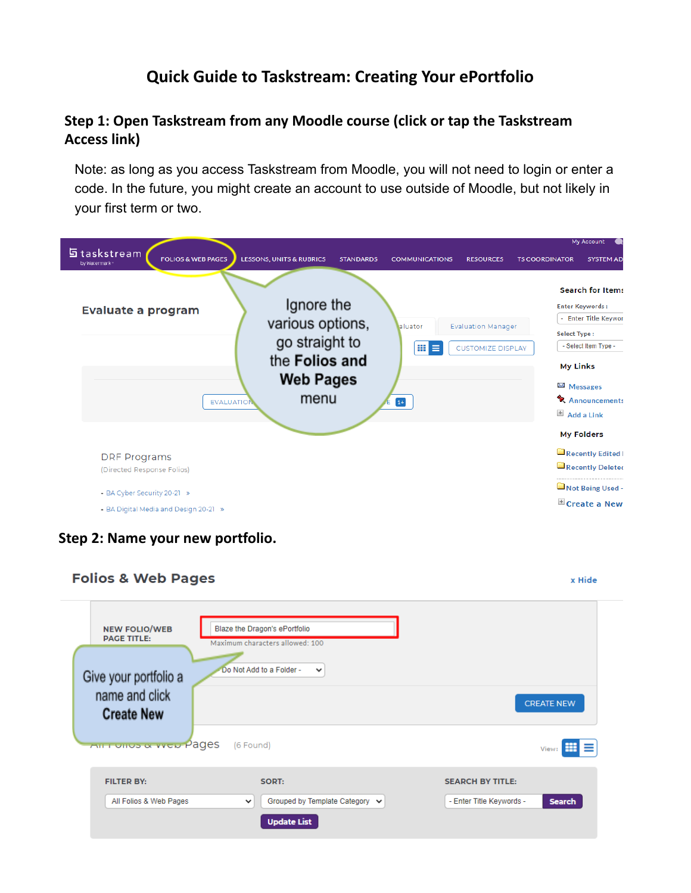# Quick Guide to Taskstream: Creating Your ePortfolio

## Step 1: Open Taskstream from any Moodle course (click or tap the Taskstream Access link)

Note: as long as you access Taskstream from Moodle, you will not need to login or enter a code. In the future, you might create an account to use outside of Moodle, but not likely in your first term or two.

## Step 2: Name your new portfolio.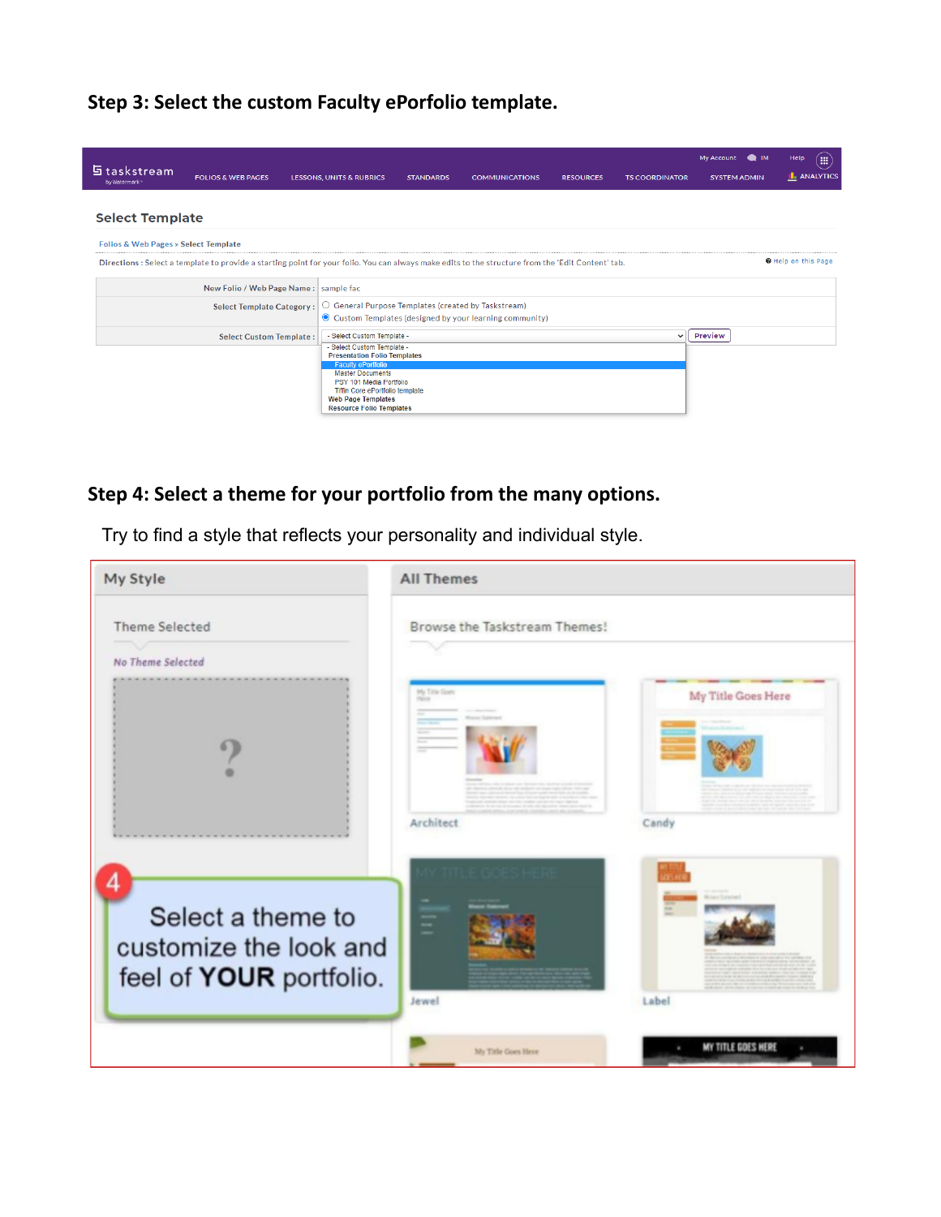## Step 3: Select the custom Faculty ePorfolio template.

## Step 4: Select a theme for your portfolio from the many options.

Try to find a style that reflects your personality and individual style.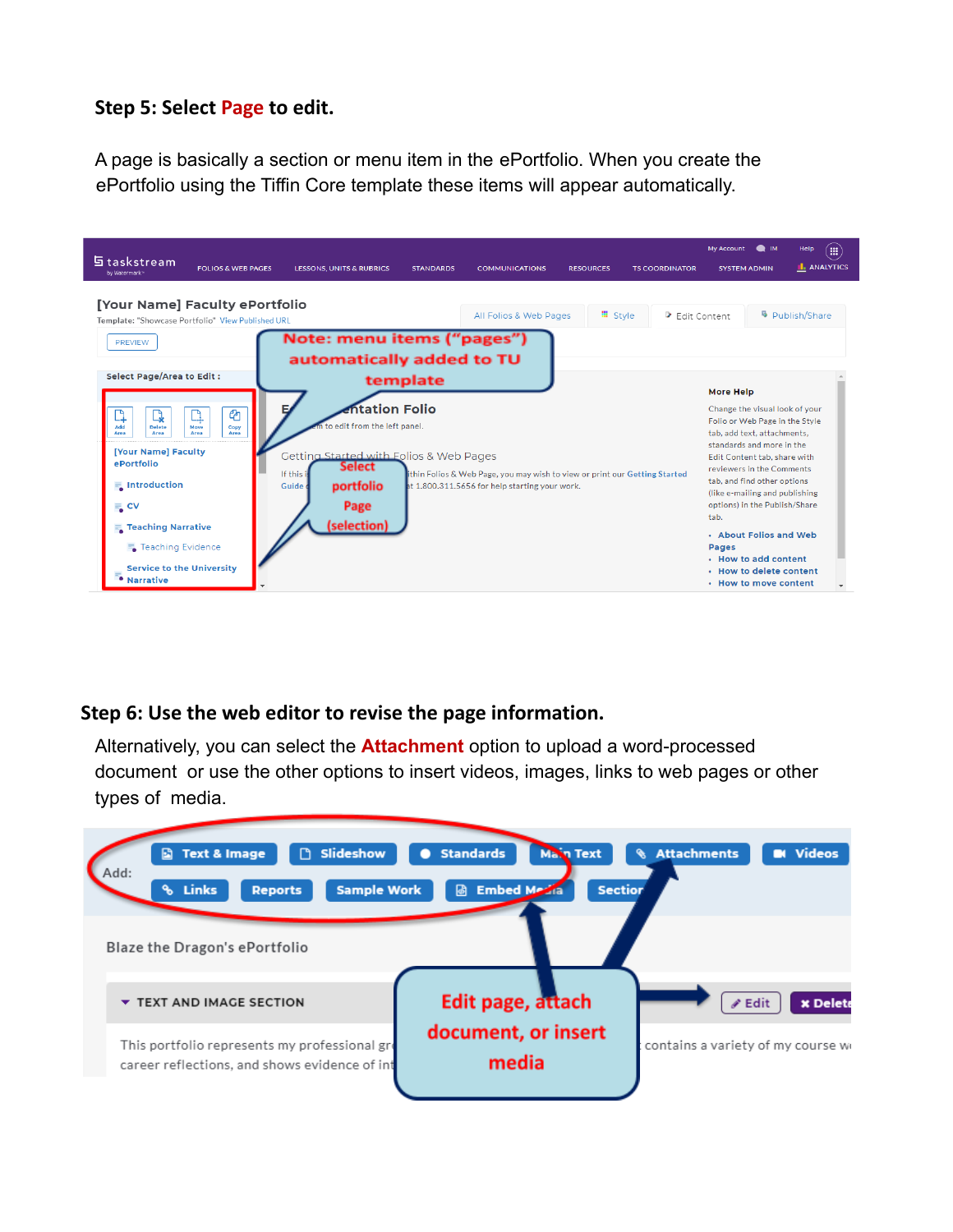**Step 5: Select Page to edit.**

A page is basically a section or menu item in the ePortfolio. When you create the ePortfolio using the Tiffin Core template these items will appear automatically.

**Step 6: Use the web editor to revise the page information.**

Alternatively, you can select the **Attachment** option to upload a word-processed document or use the other options to insert videos, images, links to web pages or other types of media.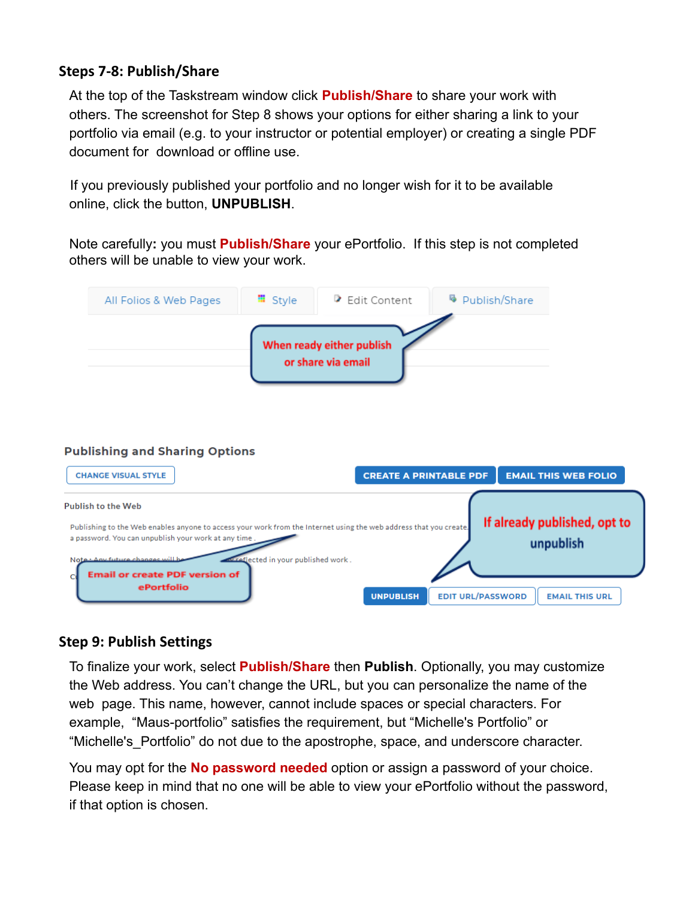## Steps 7-8: Publish/Share

At the top of the Taskstream window click **Publish/Share** to share your work with others. The screenshot for Step 8 shows your options for either sharing a link to your portfolio via email (e.g. to your instructor or potential employer) or creating a single PDF document for download or offline use.

If you previously published your portfolio and no longer wish for it to be available online, click the button, **UNPUBLISH**.

Note carefully**:** you must **Publish/Share** your ePortfolio. If this step is not completed others will be unable to view your work.

## Step 9: Publish Settings

To finalize your work, select **Publish/Share** then **Publish**. Optionally, you may customize the Web address. You can't change the URL, but you can personalize the name of the web page. This name, however, cannot include spaces or special characters. For example, "Maus-portfolio" satisfies the requirement, but "Michelle's Portfolio" or "Michelle's_Portfolio" do not due to the apostrophe, space, and underscore character.

You may opt for the **No password needed** option or assign a password of your choice. Please keep in mind that no one will be able to view your ePortfolio without the password, if that option is chosen.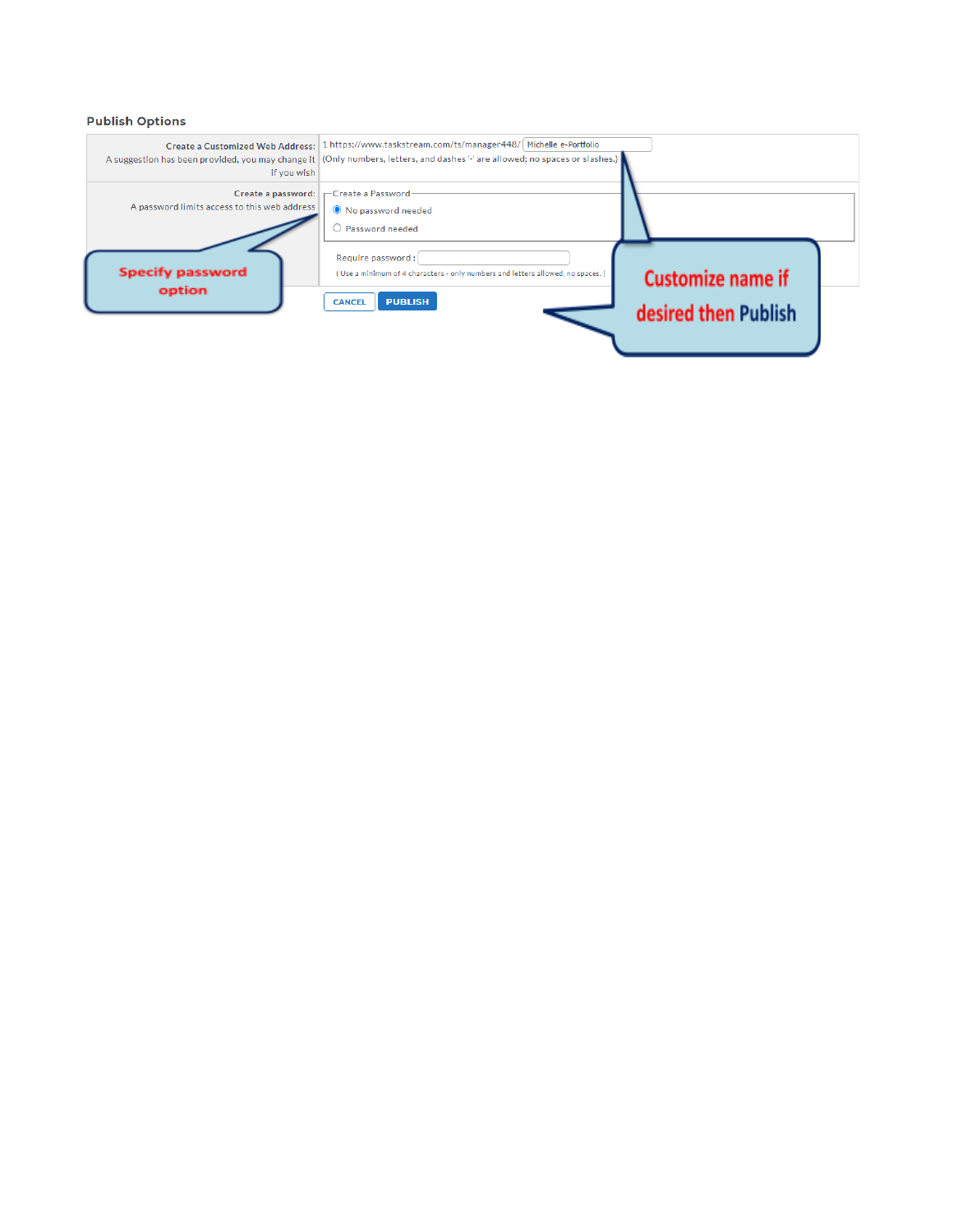**Publish Options**

| | |
|---|---|
| **Create a Customized Web Address:** A suggestion has been provided, you may change it if you wish | 1 https://www.taskstream.com/ts/manager448/ Michelle e-Portfolio (Only numbers, letters, and dashes '-' are allowed; no spaces or slashes.) |
| **Create a password:** A password limits access to this web address | Create a Password<br>◉ No password needed<br>○ Password needed<br><br>Require password :<br>( Use a minimum of 4 characters - only numbers and letters allowed, no spaces. ) |

CANCEL PUBLISH

Specify password option

Customize name if desired then Publish